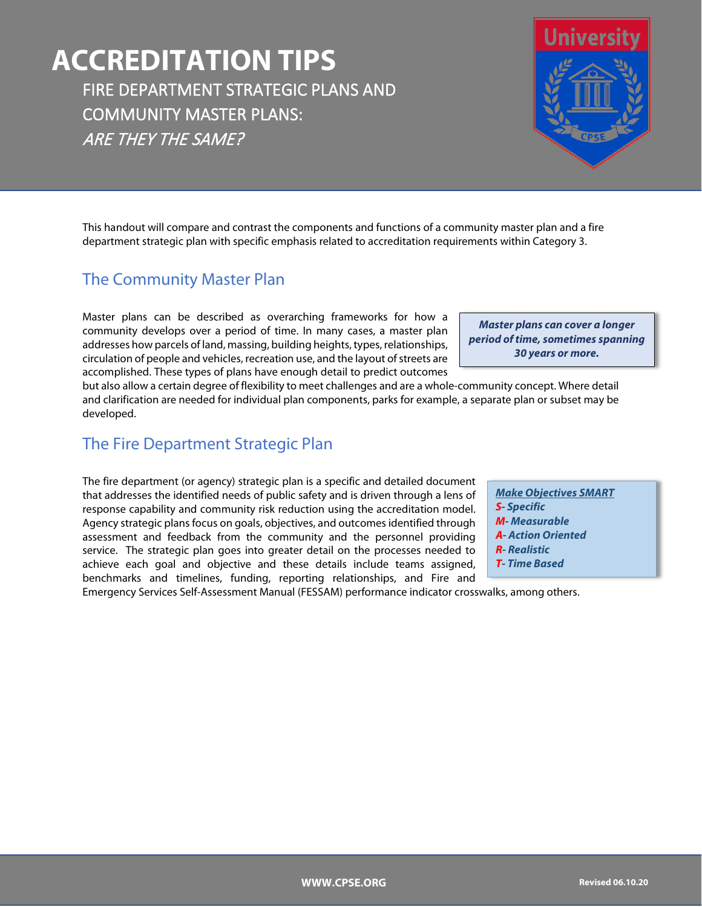# ACCREDITATION TIPS

## FIRE DEPARTMENT STRATEGIC PLANS AND COMMUNITY MASTER PLANS: *ARE THEY THE SAME?*

This handout will compare and contrast the components and functions of a community master plan and a fire department strategic plan with specific emphasis related to accreditation requirements within Category 3.

### The Community Master Plan

Master plans can be described as overarching frameworks for how a community develops over a period of time. In many cases, a master plan addresses how parcels of land, massing, building heights, types, relationships, circulation of people and vehicles, recreation use, and the layout of streets are accomplished. These types of plans have enough detail to predict outcomes but also allow a certain degree of flexibility to meet challenges and are a whole-community concept. Where detail and clarification are needed for individual plan components, parks for example, a separate plan or subset may be developed.

> ***Master plans can cover a longer period of time, sometimes spanning 30 years or more.***

### The Fire Department Strategic Plan

The fire department (or agency) strategic plan is a specific and detailed document that addresses the identified needs of public safety and is driven through a lens of response capability and community risk reduction using the accreditation model. Agency strategic plans focus on goals, objectives, and outcomes identified through assessment and feedback from the community and the personnel providing service. The strategic plan goes into greater detail on the processes needed to achieve each goal and objective and these details include teams assigned, benchmarks and timelines, funding, reporting relationships, and Fire and Emergency Services Self-Assessment Manual (FESSAM) performance indicator crosswalks, among others.

> ***Make Objectives SMART***
> ***S- Specific***
> ***M- Measurable***
> ***A- Action Oriented***
> ***R- Realistic***
> ***T- Time Based***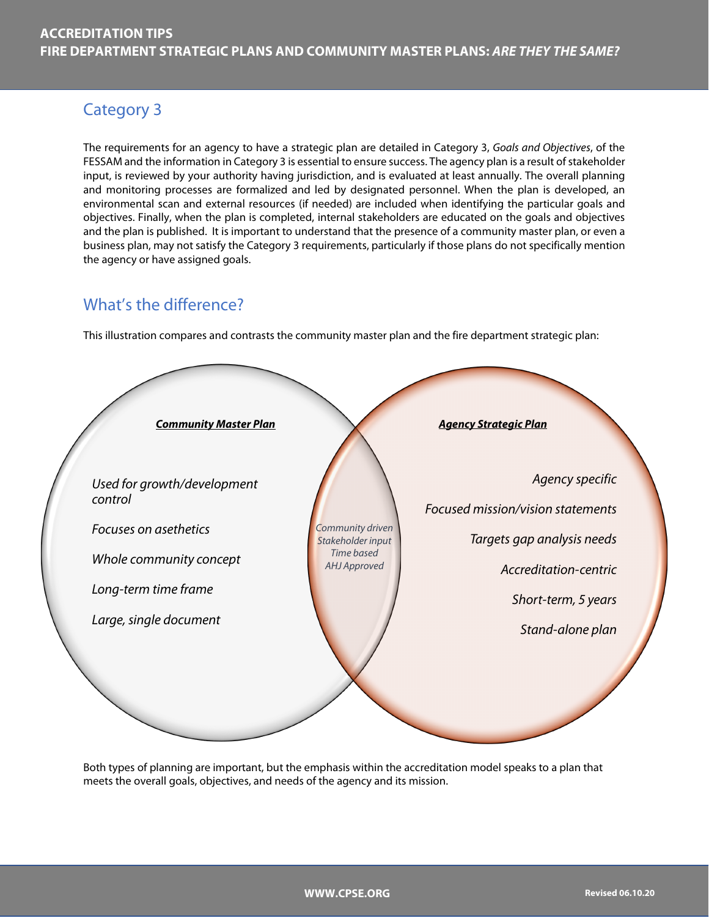## Category 3

The requirements for an agency to have a strategic plan are detailed in Category 3, *Goals and Objectives*, of the FESSAM and the information in Category 3 is essential to ensure success. The agency plan is a result of stakeholder input, is reviewed by your authority having jurisdiction, and is evaluated at least annually. The overall planning and monitoring processes are formalized and led by designated personnel. When the plan is developed, an environmental scan and external resources (if needed) are included when identifying the particular goals and objectives. Finally, when the plan is completed, internal stakeholders are educated on the goals and objectives and the plan is published. It is important to understand that the presence of a community master plan, or even a business plan, may not satisfy the Category 3 requirements, particularly if those plans do not specifically mention the agency or have assigned goals.

## What's the difference?

This illustration compares and contrasts the community master plan and the fire department strategic plan:

***Community Master Plan***

*Used for growth/development control*

*Focuses on asethetics*

*Whole community concept*

*Long-term time frame*

*Large, single document*

*Community driven*
*Stakeholder input*
*Time based*
*AHJ Approved*

***Agency Strategic Plan***

*Agency specific*

*Focused mission/vision statements*

*Targets gap analysis needs*

*Accreditation-centric*

*Short-term, 5 years*

*Stand-alone plan*

Both types of planning are important, but the emphasis within the accreditation model speaks to a plan that meets the overall goals, objectives, and needs of the agency and its mission.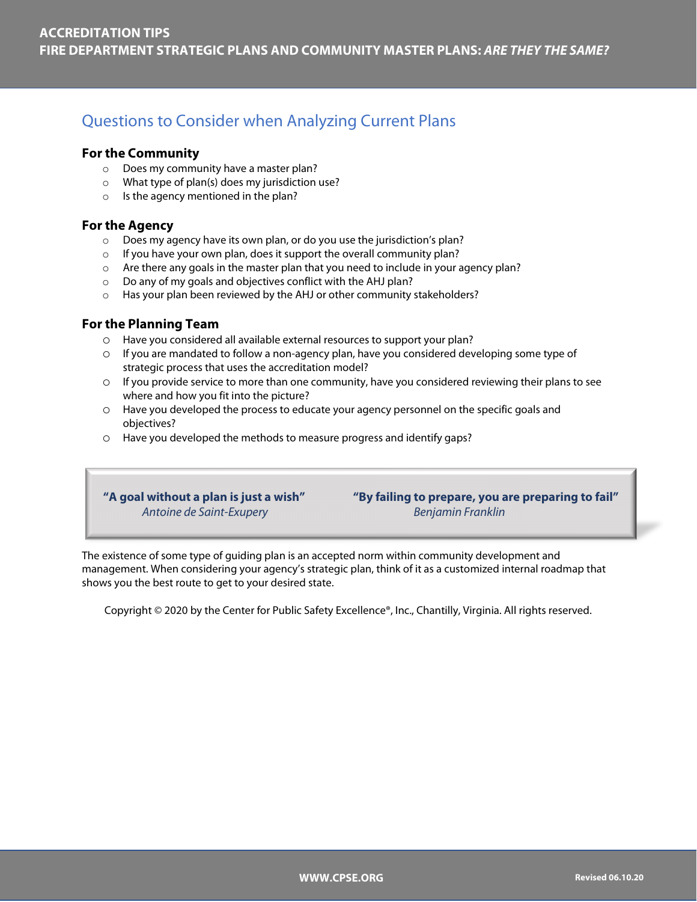## Questions to Consider when Analyzing Current Plans

### For the Community

- Does my community have a master plan?
- What type of plan(s) does my jurisdiction use?
- Is the agency mentioned in the plan?

### For the Agency

- Does my agency have its own plan, or do you use the jurisdiction's plan?
- If you have your own plan, does it support the overall community plan?
- Are there any goals in the master plan that you need to include in your agency plan?
- Do any of my goals and objectives conflict with the AHJ plan?
- Has your plan been reviewed by the AHJ or other community stakeholders?

### For the Planning Team

- Have you considered all available external resources to support your plan?
- If you are mandated to follow a non-agency plan, have you considered developing some type of strategic process that uses the accreditation model?
- If you provide service to more than one community, have you considered reviewing their plans to see where and how you fit into the picture?
- Have you developed the process to educate your agency personnel on the specific goals and objectives?
- Have you developed the methods to measure progress and identify gaps?

> **"A goal without a plan is just a wish"**
> *Antoine de Saint-Exupery*

> **"By failing to prepare, you are preparing to fail"**
> *Benjamin Franklin*

The existence of some type of guiding plan is an accepted norm within community development and management. When considering your agency's strategic plan, think of it as a customized internal roadmap that shows you the best route to get to your desired state.

Copyright © 2020 by the Center for Public Safety Excellence®, Inc., Chantilly, Virginia. All rights reserved.